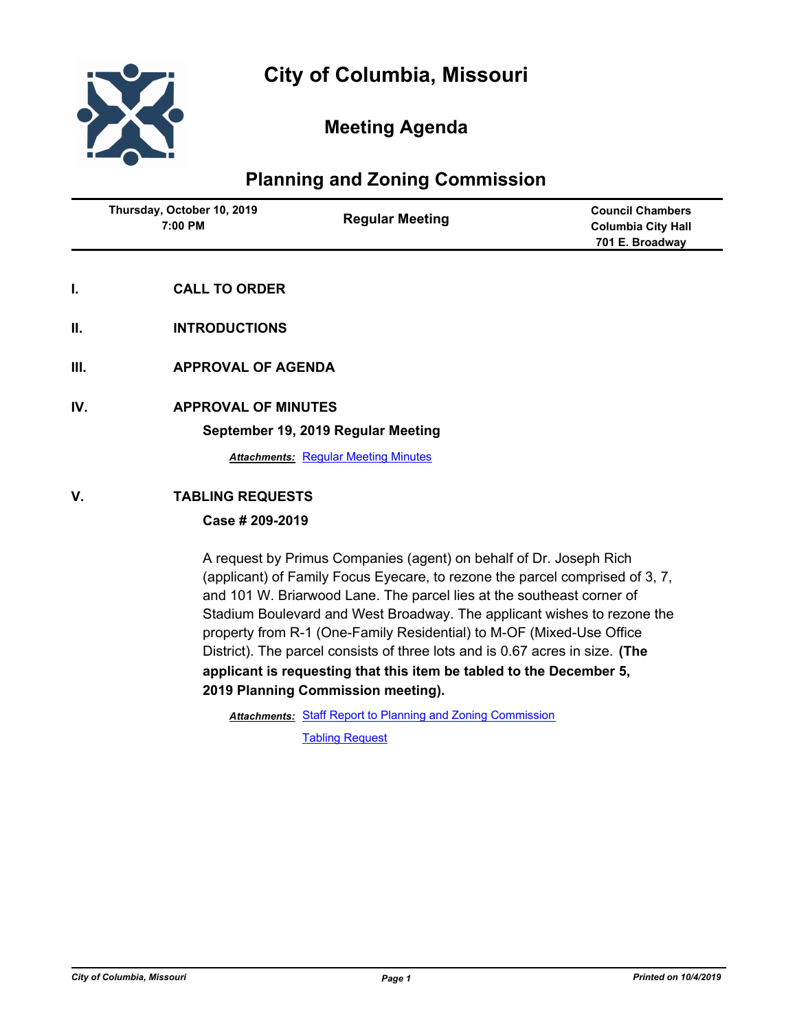# City of Columbia, Missouri

## Meeting Agenda

## Planning and Zoning Commission

| Thursday, October 10, 2019<br>7:00 PM | Regular Meeting | Council Chambers<br>Columbia City Hall<br>701 E. Broadway |
|---|---|---|

**I. CALL TO ORDER**

**II. INTRODUCTIONS**

**III. APPROVAL OF AGENDA**

**IV. APPROVAL OF MINUTES**

**September 19, 2019 Regular Meeting**

***Attachments:*** Regular Meeting Minutes

**V. TABLING REQUESTS**

**Case # 209-2019**

A request by Primus Companies (agent) on behalf of Dr. Joseph Rich (applicant) of Family Focus Eyecare, to rezone the parcel comprised of 3, 7, and 101 W. Briarwood Lane. The parcel lies at the southeast corner of Stadium Boulevard and West Broadway. The applicant wishes to rezone the property from R-1 (One-Family Residential) to M-OF (Mixed-Use Office District). The parcel consists of three lots and is 0.67 acres in size. **(The applicant is requesting that this item be tabled to the December 5, 2019 Planning Commission meeting).**

***Attachments:*** Staff Report to Planning and Zoning Commission

Tabling Request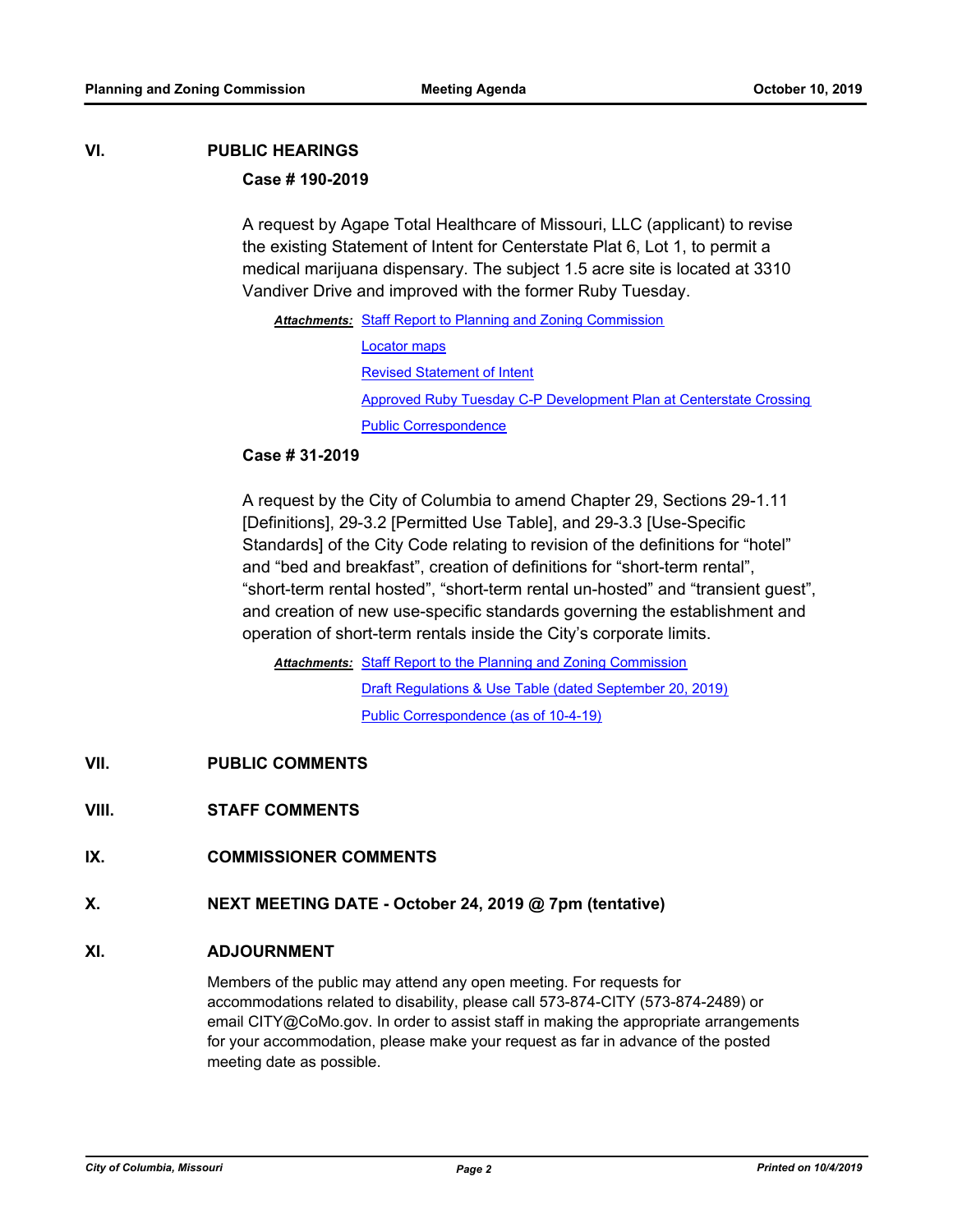## VI. PUBLIC HEARINGS

### Case # 190-2019

A request by Agape Total Healthcare of Missouri, LLC (applicant) to revise the existing Statement of Intent for Centerstate Plat 6, Lot 1, to permit a medical marijuana dispensary. The subject 1.5 acre site is located at 3310 Vandiver Drive and improved with the former Ruby Tuesday.

***Attachments:*** Staff Report to Planning and Zoning Commission
Locator maps
Revised Statement of Intent
Approved Ruby Tuesday C-P Development Plan at Centerstate Crossing
Public Correspondence

### Case # 31-2019

A request by the City of Columbia to amend Chapter 29, Sections 29-1.11 [Definitions], 29-3.2 [Permitted Use Table], and 29-3.3 [Use-Specific Standards] of the City Code relating to revision of the definitions for "hotel" and "bed and breakfast", creation of definitions for "short-term rental", "short-term rental hosted", "short-term rental un-hosted" and "transient guest", and creation of new use-specific standards governing the establishment and operation of short-term rentals inside the City's corporate limits.

***Attachments:*** Staff Report to the Planning and Zoning Commission
Draft Regulations & Use Table (dated September 20, 2019)
Public Correspondence (as of 10-4-19)

## VII. PUBLIC COMMENTS

## VIII. STAFF COMMENTS

## IX. COMMISSIONER COMMENTS

## X. NEXT MEETING DATE - October 24, 2019 @ 7pm (tentative)

## XI. ADJOURNMENT

Members of the public may attend any open meeting. For requests for accommodations related to disability, please call 573-874-CITY (573-874-2489) or email CITY@CoMo.gov. In order to assist staff in making the appropriate arrangements for your accommodation, please make your request as far in advance of the posted meeting date as possible.